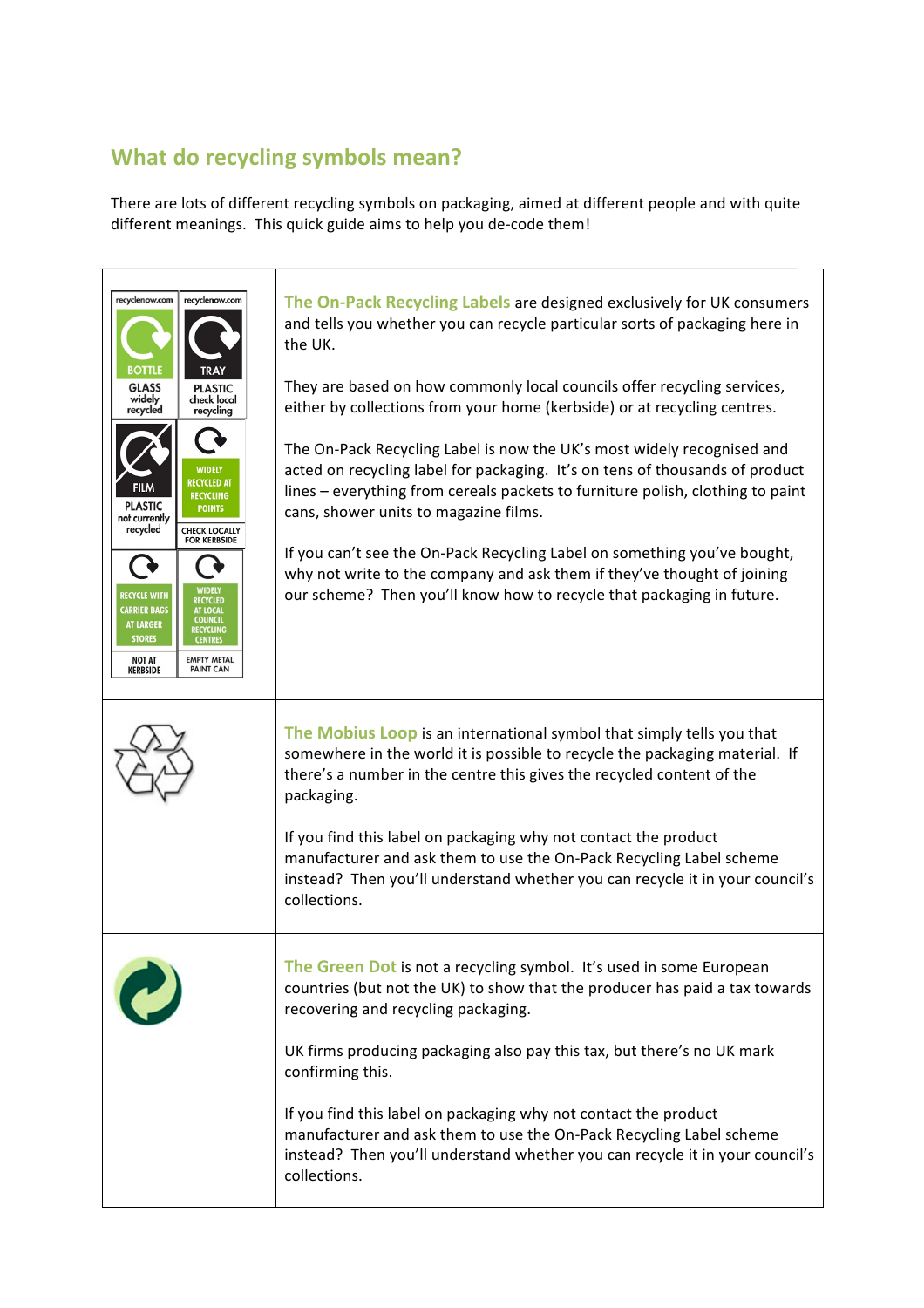## What do recycling symbols mean?

There are lots of different recycling symbols on packaging, aimed at different people and with quite different meanings. This quick guide aims to help you de-code them!

| | |
|---|---|
| recyclenow.com BOTTLE GLASS widely recycled; recyclenow.com TRAY PLASTIC check local recycling; FILM PLASTIC not currently recycled; WIDELY RECYCLED AT RECYCLING POINTS CHECK LOCALLY FOR KERBSIDE; RECYCLE WITH CARRIER BAGS AT LARGER STORES NOT AT KERBSIDE; WIDELY RECYCLED AT LOCAL COUNCIL RECYCLING CENTRES EMPTY METAL PAINT CAN | **The On-Pack Recycling Labels** are designed exclusively for UK consumers and tells you whether you can recycle particular sorts of packaging here in the UK.<br><br>They are based on how commonly local councils offer recycling services, either by collections from your home (kerbside) or at recycling centres.<br><br>The On-Pack Recycling Label is now the UK's most widely recognised and acted on recycling label for packaging. It's on tens of thousands of product lines – everything from cereals packets to furniture polish, clothing to paint cans, shower units to magazine films.<br><br>If you can't see the On-Pack Recycling Label on something you've bought, why not write to the company and ask them if they've thought of joining our scheme? Then you'll know how to recycle that packaging in future. |
| | **The Mobius Loop** is an international symbol that simply tells you that somewhere in the world it is possible to recycle the packaging material. If there's a number in the centre this gives the recycled content of the packaging.<br><br>If you find this label on packaging why not contact the product manufacturer and ask them to use the On-Pack Recycling Label scheme instead? Then you'll understand whether you can recycle it in your council's collections. |
| | **The Green Dot** is not a recycling symbol. It's used in some European countries (but not the UK) to show that the producer has paid a tax towards recovering and recycling packaging.<br><br>UK firms producing packaging also pay this tax, but there's no UK mark confirming this.<br><br>If you find this label on packaging why not contact the product manufacturer and ask them to use the On-Pack Recycling Label scheme instead? Then you'll understand whether you can recycle it in your council's collections. |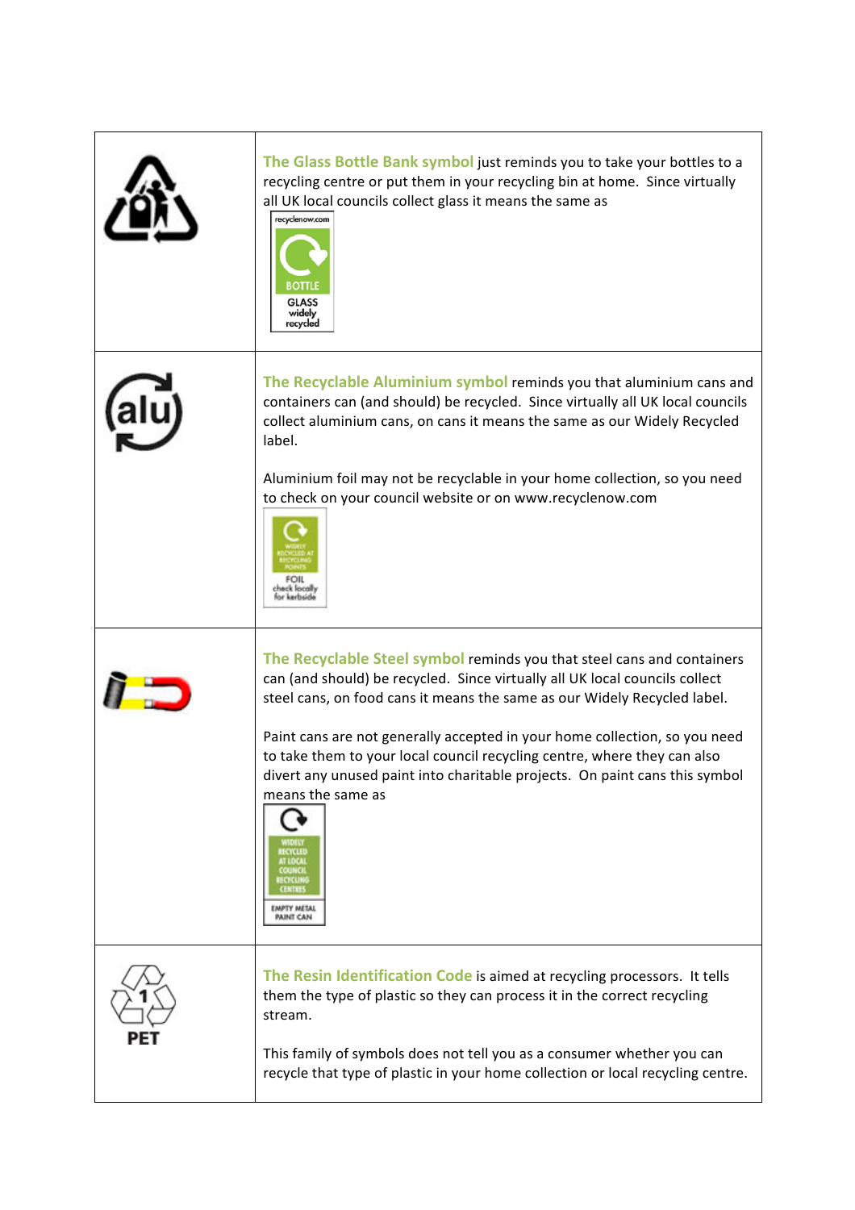| | |
|---|---|
| | **The Glass Bottle Bank symbol** just reminds you to take your bottles to a recycling centre or put them in your recycling bin at home. Since virtually all UK local councils collect glass it means the same as recyclenow.com BOTTLE GLASS widely recycled |
| alu | **The Recyclable Aluminium symbol** reminds you that aluminium cans and containers can (and should) be recycled. Since virtually all UK local councils collect aluminium cans, on cans it means the same as our Widely Recycled label.<br><br>Aluminium foil may not be recyclable in your home collection, so you need to check on your council website or on www.recyclenow.com<br><br>WIDELY RECYCLED AT RECYCLING POINTS FOIL check locally for kerbside |
| | **The Recyclable Steel symbol** reminds you that steel cans and containers can (and should) be recycled. Since virtually all UK local councils collect steel cans, on food cans it means the same as our Widely Recycled label.<br><br>Paint cans are not generally accepted in your home collection, so you need to take them to your local council recycling centre, where they can also divert any unused paint into charitable projects. On paint cans this symbol means the same as<br><br>WIDELY RECYCLED AT LOCAL COUNCIL RECYCLING CENTRES EMPTY METAL PAINT CAN |
| 1 PET | **The Resin Identification Code** is aimed at recycling processors. It tells them the type of plastic so they can process it in the correct recycling stream.<br><br>This family of symbols does not tell you as a consumer whether you can recycle that type of plastic in your home collection or local recycling centre. |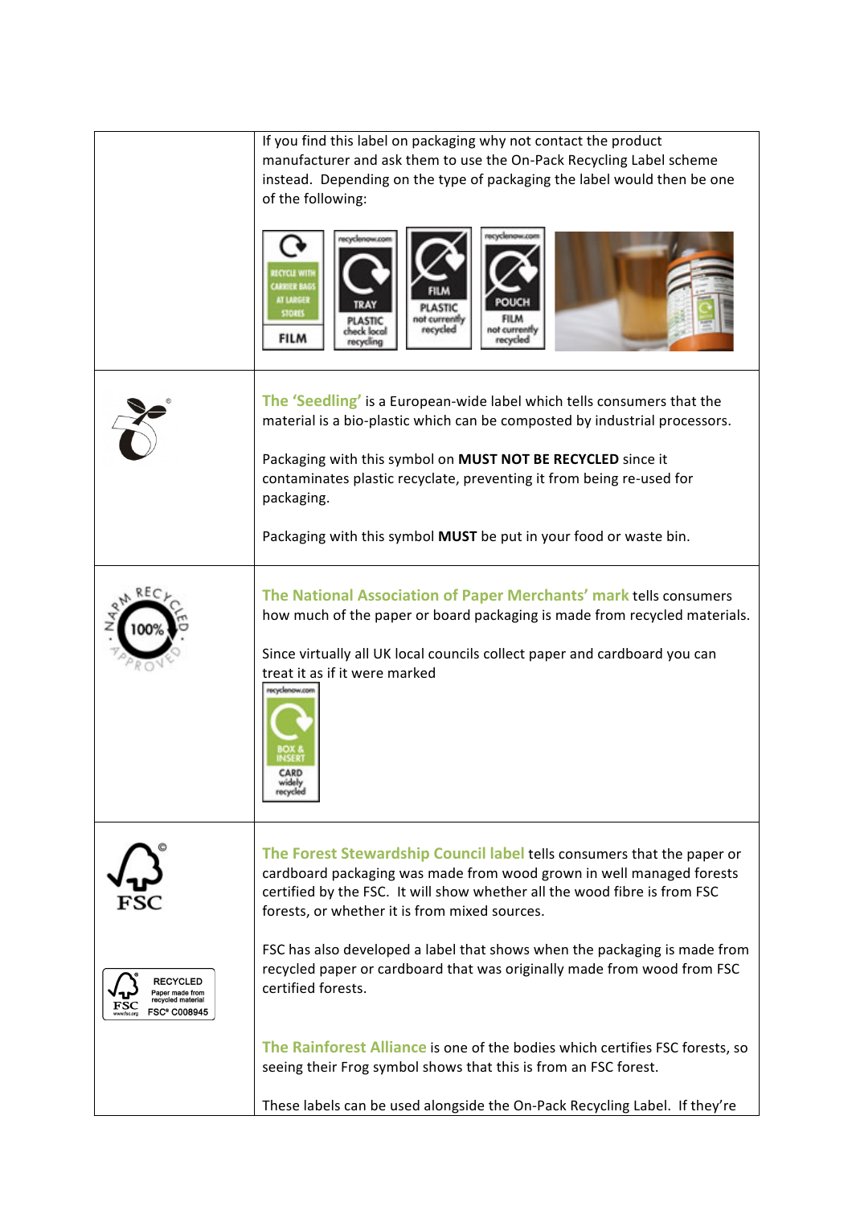| | |
|---|---|
| | If you find this label on packaging why not contact the product manufacturer and ask them to use the On-Pack Recycling Label scheme instead. Depending on the type of packaging the label would then be one of the following: |
| | **The 'Seedling'** is a European-wide label which tells consumers that the material is a bio-plastic which can be composted by industrial processors.<br><br>Packaging with this symbol on **MUST NOT BE RECYCLED** since it contaminates plastic recyclate, preventing it from being re-used for packaging.<br><br>Packaging with this symbol **MUST** be put in your food or waste bin. |
| | **The National Association of Paper Merchants' mark** tells consumers how much of the paper or board packaging is made from recycled materials.<br><br>Since virtually all UK local councils collect paper and cardboard you can treat it as if it were marked |
| | **The Forest Stewardship Council label** tells consumers that the paper or cardboard packaging was made from wood grown in well managed forests certified by the FSC. It will show whether all the wood fibre is from FSC forests, or whether it is from mixed sources.<br><br>FSC has also developed a label that shows when the packaging is made from recycled paper or cardboard that was originally made from wood from FSC certified forests.<br><br>**The Rainforest Alliance** is one of the bodies which certifies FSC forests, so seeing their Frog symbol shows that this is from an FSC forest.<br><br>These labels can be used alongside the On-Pack Recycling Label. If they're |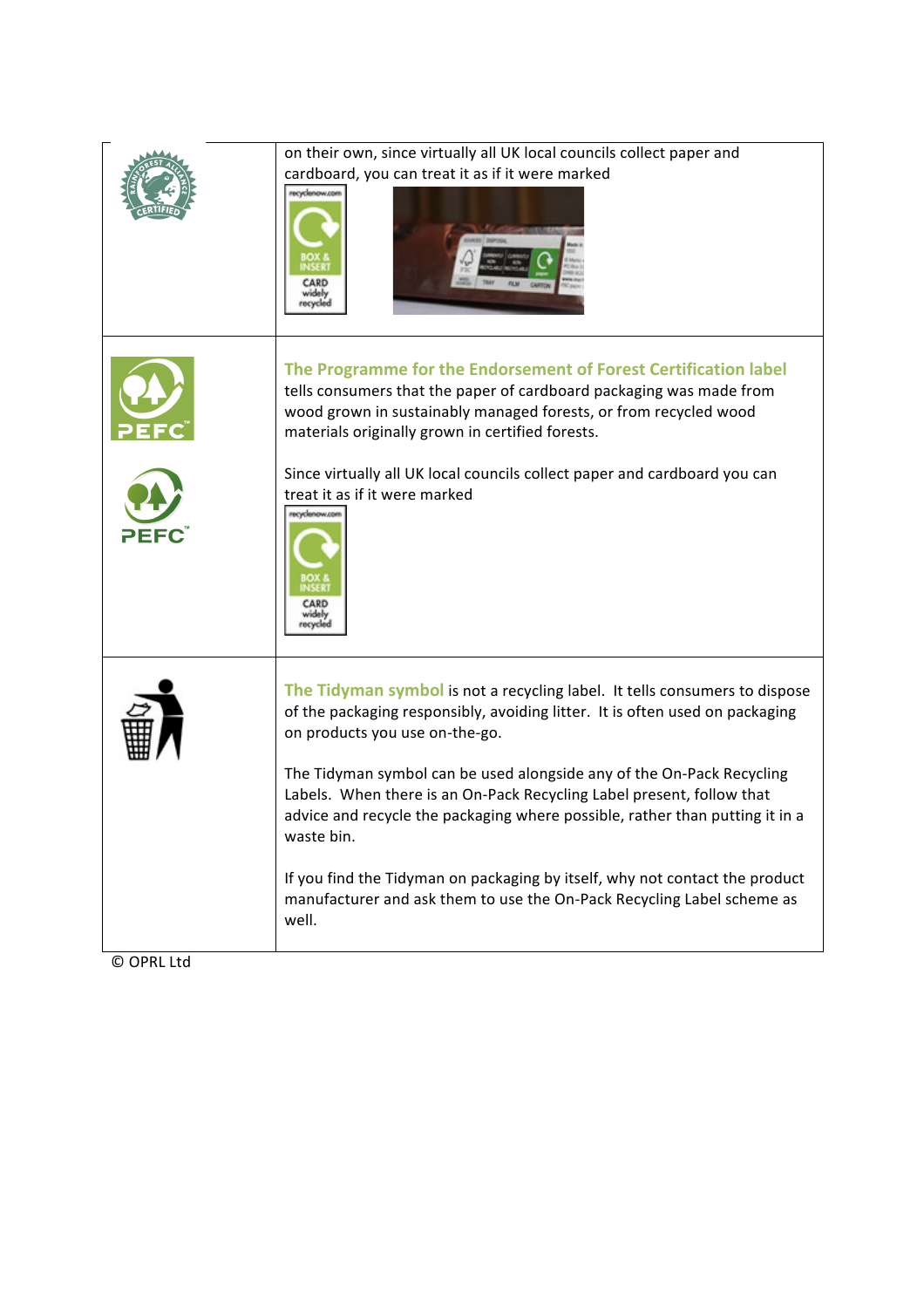| | |
|---|---|
| | on their own, since virtually all UK local councils collect paper and cardboard, you can treat it as if it were marked |
| | **The Programme for the Endorsement of Forest Certification label** tells consumers that the paper of cardboard packaging was made from wood grown in sustainably managed forests, or from recycled wood materials originally grown in certified forests.<br><br>Since virtually all UK local councils collect paper and cardboard you can treat it as if it were marked |
| | **The Tidyman symbol** is not a recycling label. It tells consumers to dispose of the packaging responsibly, avoiding litter. It is often used on packaging on products you use on-the-go.<br><br>The Tidyman symbol can be used alongside any of the On-Pack Recycling Labels. When there is an On-Pack Recycling Label present, follow that advice and recycle the packaging where possible, rather than putting it in a waste bin.<br><br>If you find the Tidyman on packaging by itself, why not contact the product manufacturer and ask them to use the On-Pack Recycling Label scheme as well. |

© OPRL Ltd